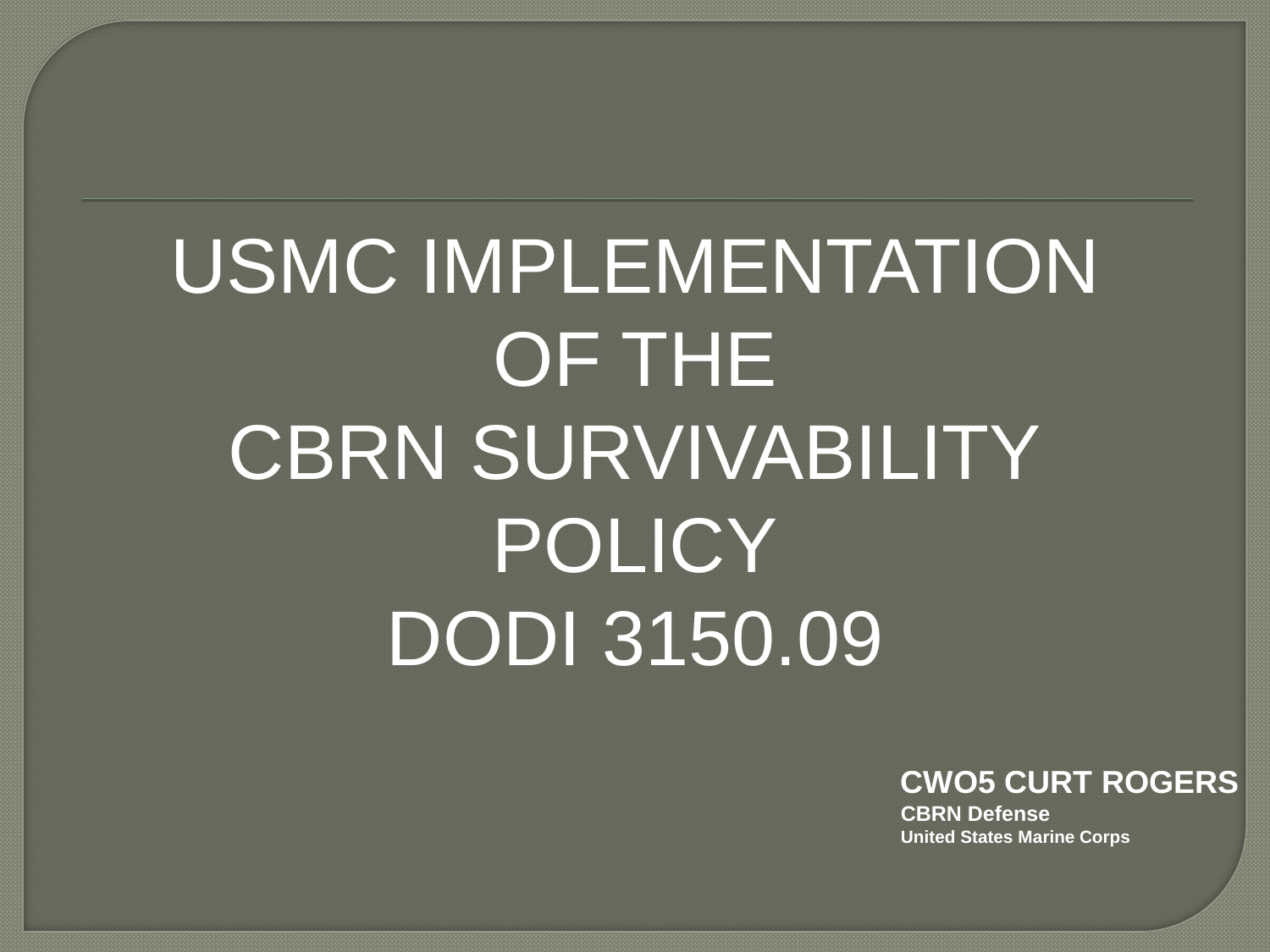# USMC IMPLEMENTATION OF THE CBRN SURVIVABILITY POLICY DODI 3150.09

**CWO5 CURT ROGERS**
**CBRN Defense**
**United States Marine Corps**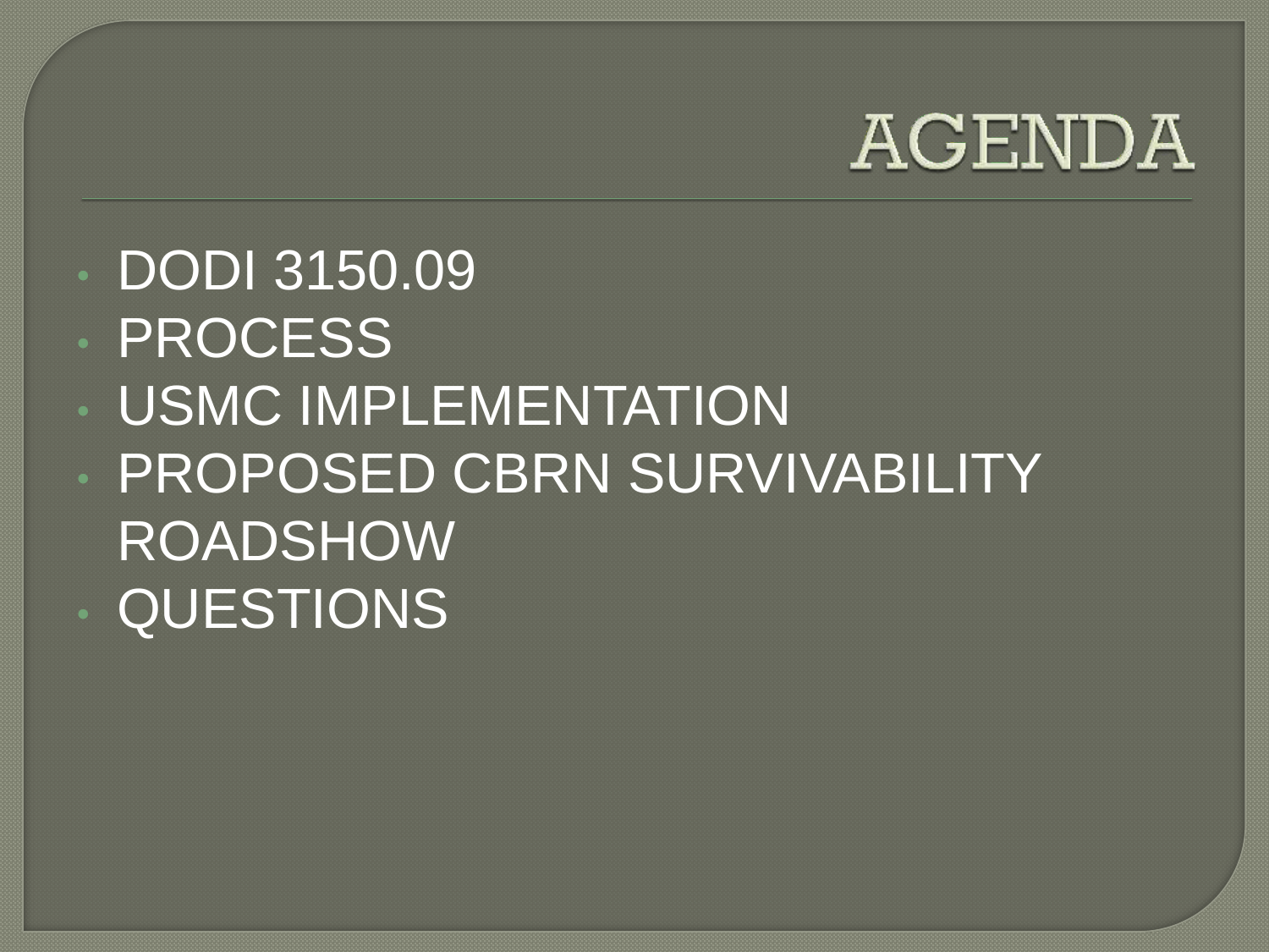# AGENDA

- DODI 3150.09
- PROCESS
- USMC IMPLEMENTATION
- PROPOSED CBRN SURVIVABILITY ROADSHOW
- QUESTIONS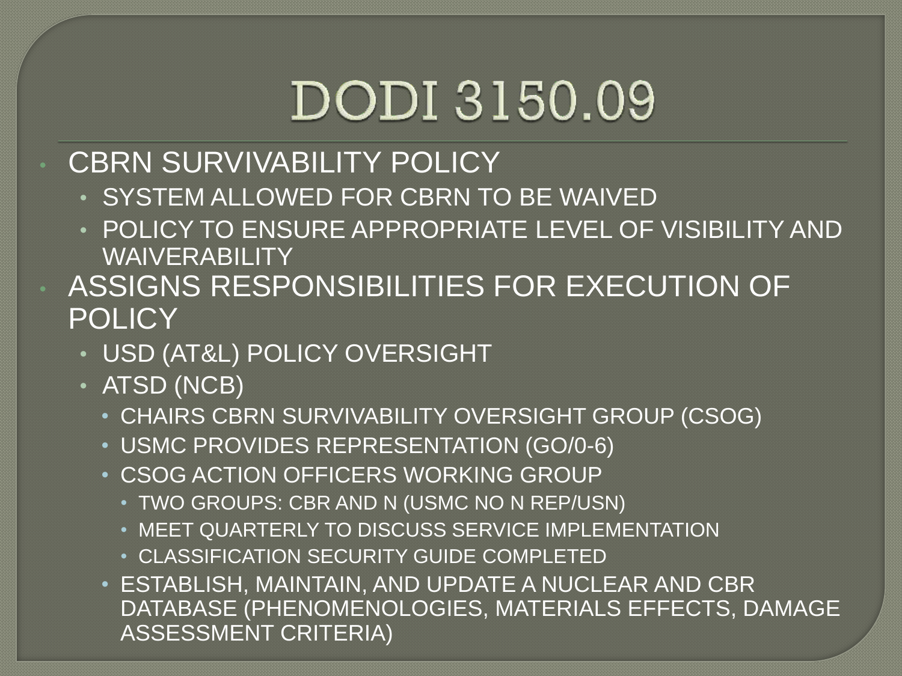# DODI 3150.09

- CBRN SURVIVABILITY POLICY
  - SYSTEM ALLOWED FOR CBRN TO BE WAIVED
  - POLICY TO ENSURE APPROPRIATE LEVEL OF VISIBILITY AND WAIVERABILITY
- ASSIGNS RESPONSIBILITIES FOR EXECUTION OF POLICY
  - USD (AT&L) POLICY OVERSIGHT
  - ATSD (NCB)
    - CHAIRS CBRN SURVIVABILITY OVERSIGHT GROUP (CSOG)
    - USMC PROVIDES REPRESENTATION (GO/0-6)
    - CSOG ACTION OFFICERS WORKING GROUP
      - TWO GROUPS: CBR AND N (USMC NO N REP/USN)
      - MEET QUARTERLY TO DISCUSS SERVICE IMPLEMENTATION
      - CLASSIFICATION SECURITY GUIDE COMPLETED
    - ESTABLISH, MAINTAIN, AND UPDATE A NUCLEAR AND CBR DATABASE (PHENOMENOLOGIES, MATERIALS EFFECTS, DAMAGE ASSESSMENT CRITERIA)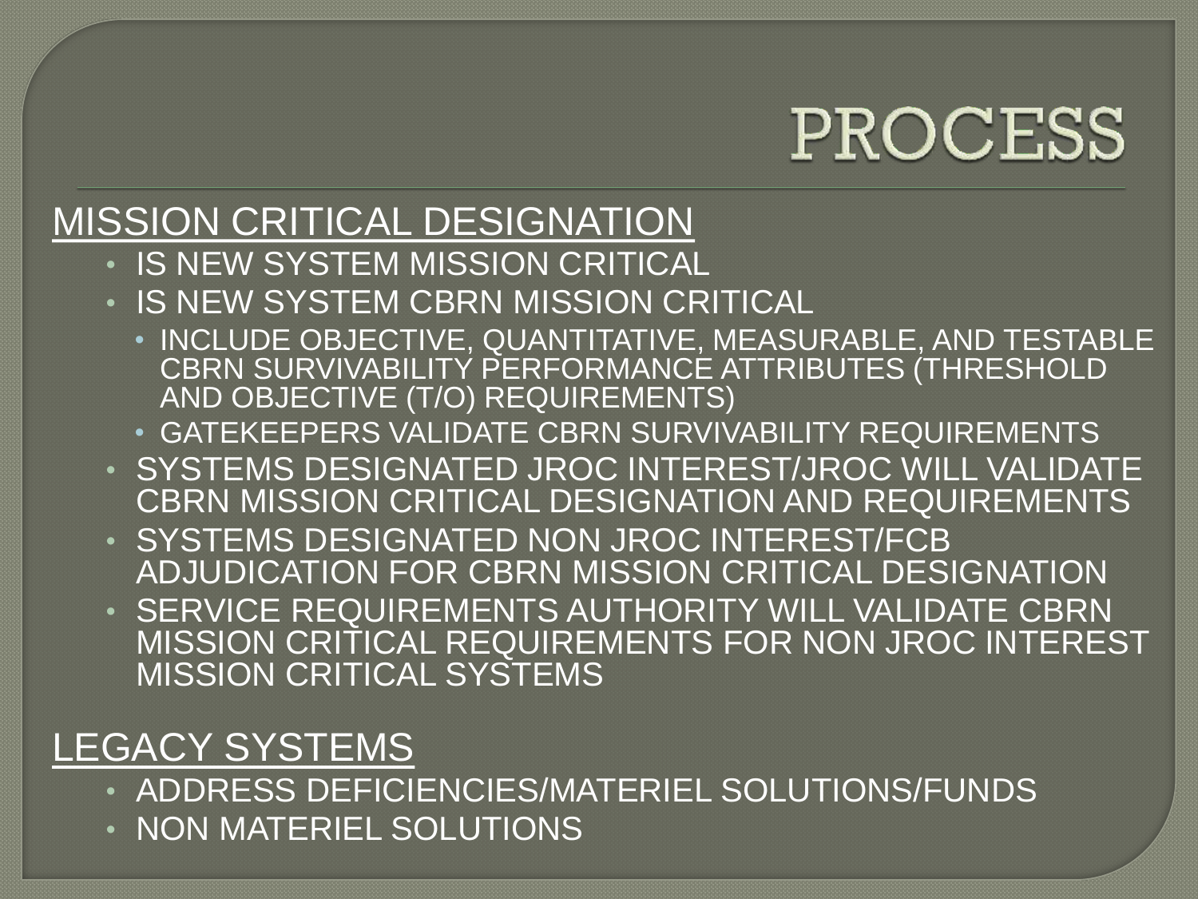# PROCESS

## MISSION CRITICAL DESIGNATION

- IS NEW SYSTEM MISSION CRITICAL
- IS NEW SYSTEM CBRN MISSION CRITICAL
  - INCLUDE OBJECTIVE, QUANTITATIVE, MEASURABLE, AND TESTABLE CBRN SURVIVABILITY PERFORMANCE ATTRIBUTES (THRESHOLD AND OBJECTIVE (T/O) REQUIREMENTS)
  - GATEKEEPERS VALIDATE CBRN SURVIVABILITY REQUIREMENTS
- SYSTEMS DESIGNATED JROC INTEREST/JROC WILL VALIDATE CBRN MISSION CRITICAL DESIGNATION AND REQUIREMENTS
- SYSTEMS DESIGNATED NON JROC INTEREST/FCB ADJUDICATION FOR CBRN MISSION CRITICAL DESIGNATION
- SERVICE REQUIREMENTS AUTHORITY WILL VALIDATE CBRN MISSION CRITICAL REQUIREMENTS FOR NON JROC INTEREST MISSION CRITICAL SYSTEMS

## LEGACY SYSTEMS

- ADDRESS DEFICIENCIES/MATERIEL SOLUTIONS/FUNDS
- NON MATERIEL SOLUTIONS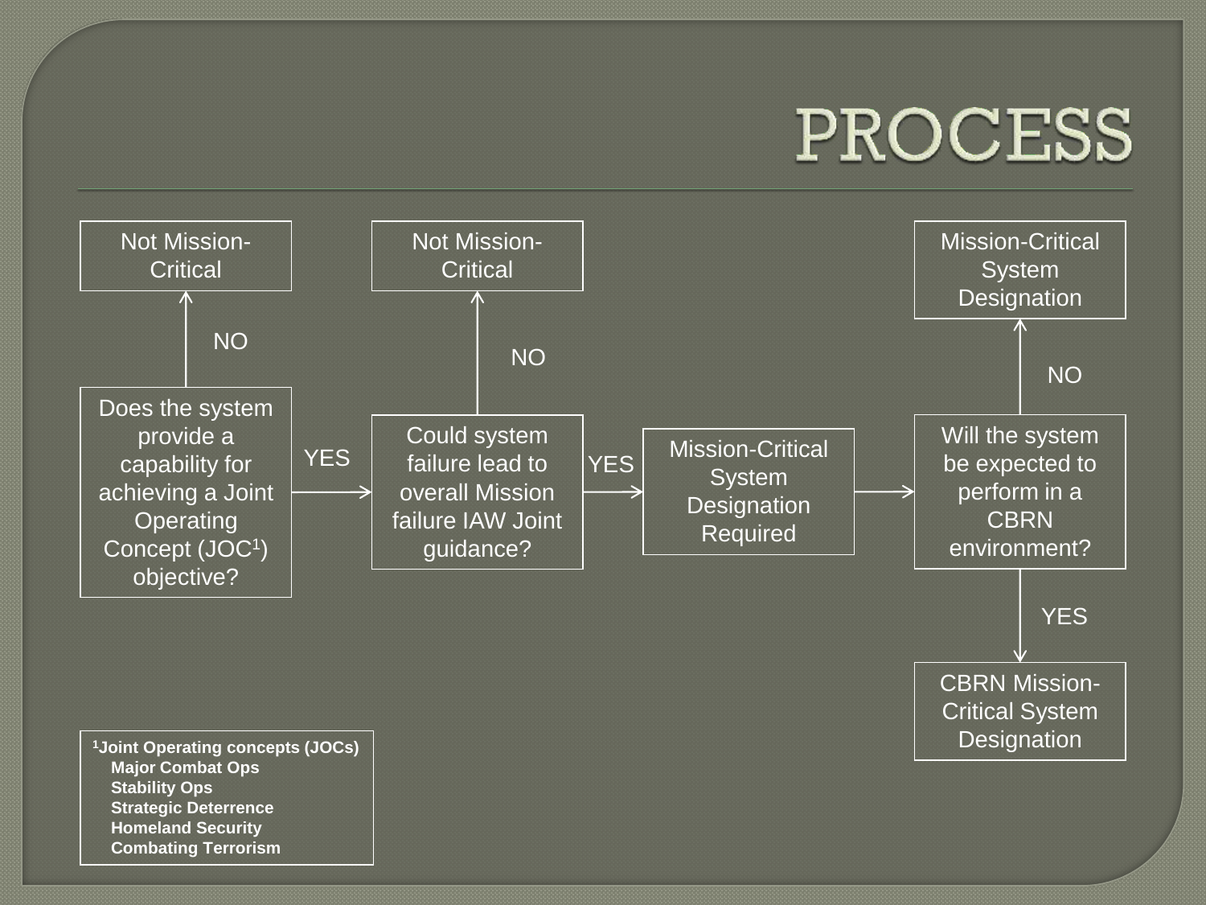# PROCESS

- **Does the system provide a capability for achieving a Joint Operating Concept (JOC[1]) objective?**
  - NO → Not Mission-Critical
  - YES → **Could system failure lead to overall Mission failure IAW Joint guidance?**
    - NO → Not Mission-Critical
    - YES → Mission-Critical System Designation Required → **Will the system be expected to perform in a CBRN environment?**
      - NO → Mission-Critical System Designation
      - YES → CBRN Mission-Critical System Designation

**[1]Joint Operating concepts (JOCs)**
- **Major Combat Ops**
- **Stability Ops**
- **Strategic Deterrence**
- **Homeland Security**
- **Combating Terrorism**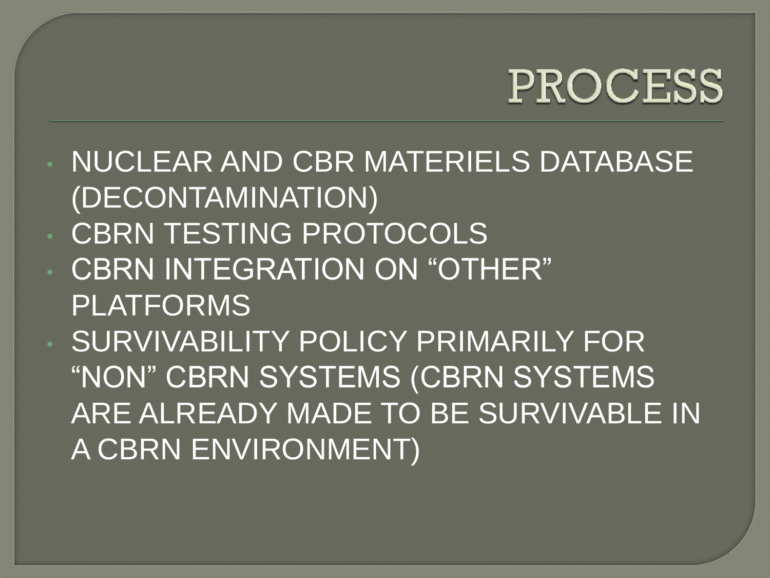# PROCESS

- NUCLEAR AND CBR MATERIELS DATABASE (DECONTAMINATION)
- CBRN TESTING PROTOCOLS
- CBRN INTEGRATION ON "OTHER" PLATFORMS
- SURVIVABILITY POLICY PRIMARILY FOR "NON" CBRN SYSTEMS (CBRN SYSTEMS ARE ALREADY MADE TO BE SURVIVABLE IN A CBRN ENVIRONMENT)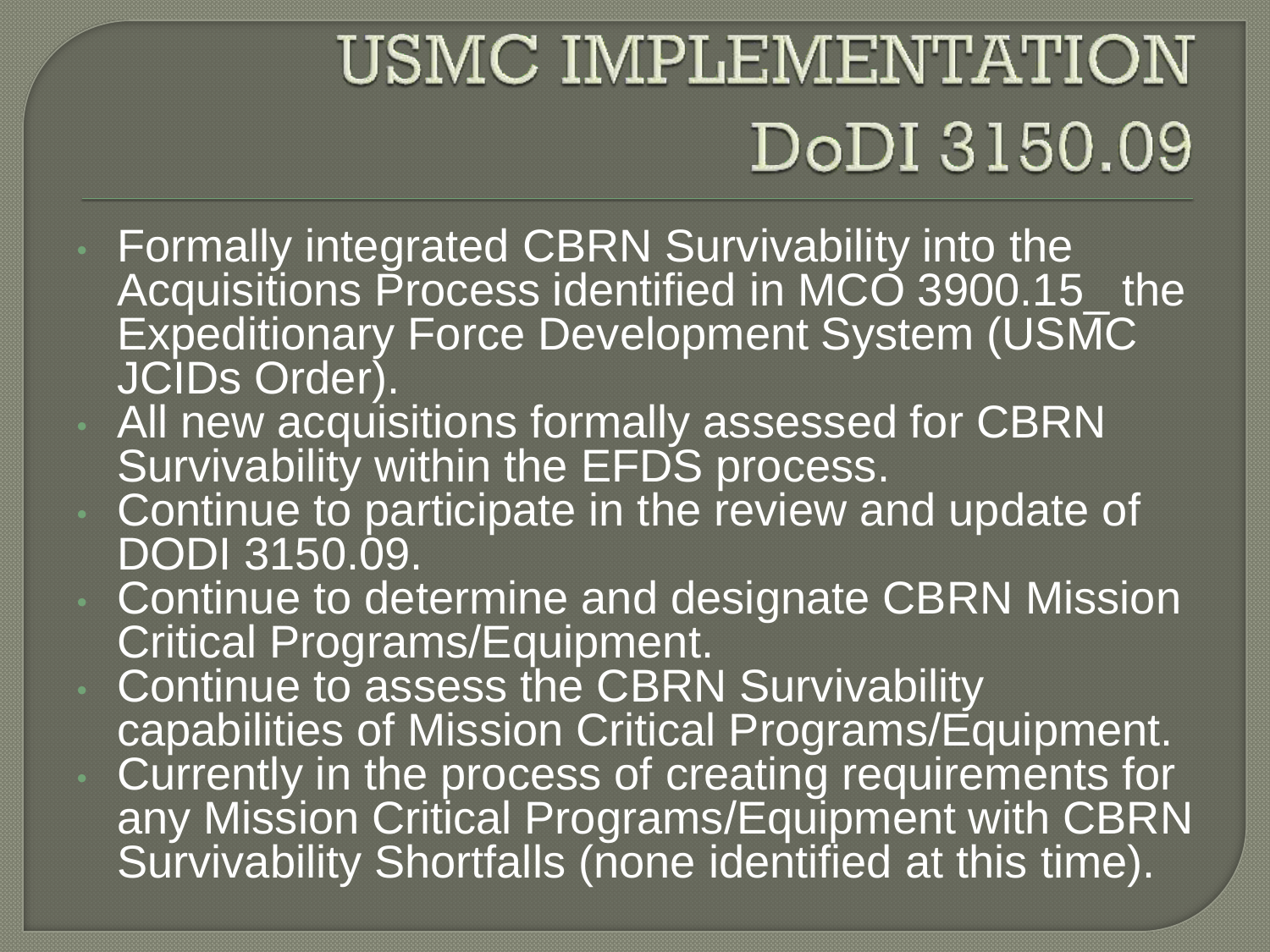# USMC IMPLEMENTATION DoDI 3150.09

- Formally integrated CBRN Survivability into the Acquisitions Process identified in MCO 3900.15_ the Expeditionary Force Development System (USMC JCIDs Order).
- All new acquisitions formally assessed for CBRN Survivability within the EFDS process.
- Continue to participate in the review and update of DODI 3150.09.
- Continue to determine and designate CBRN Mission Critical Programs/Equipment.
- Continue to assess the CBRN Survivability capabilities of Mission Critical Programs/Equipment.
- Currently in the process of creating requirements for any Mission Critical Programs/Equipment with CBRN Survivability Shortfalls (none identified at this time).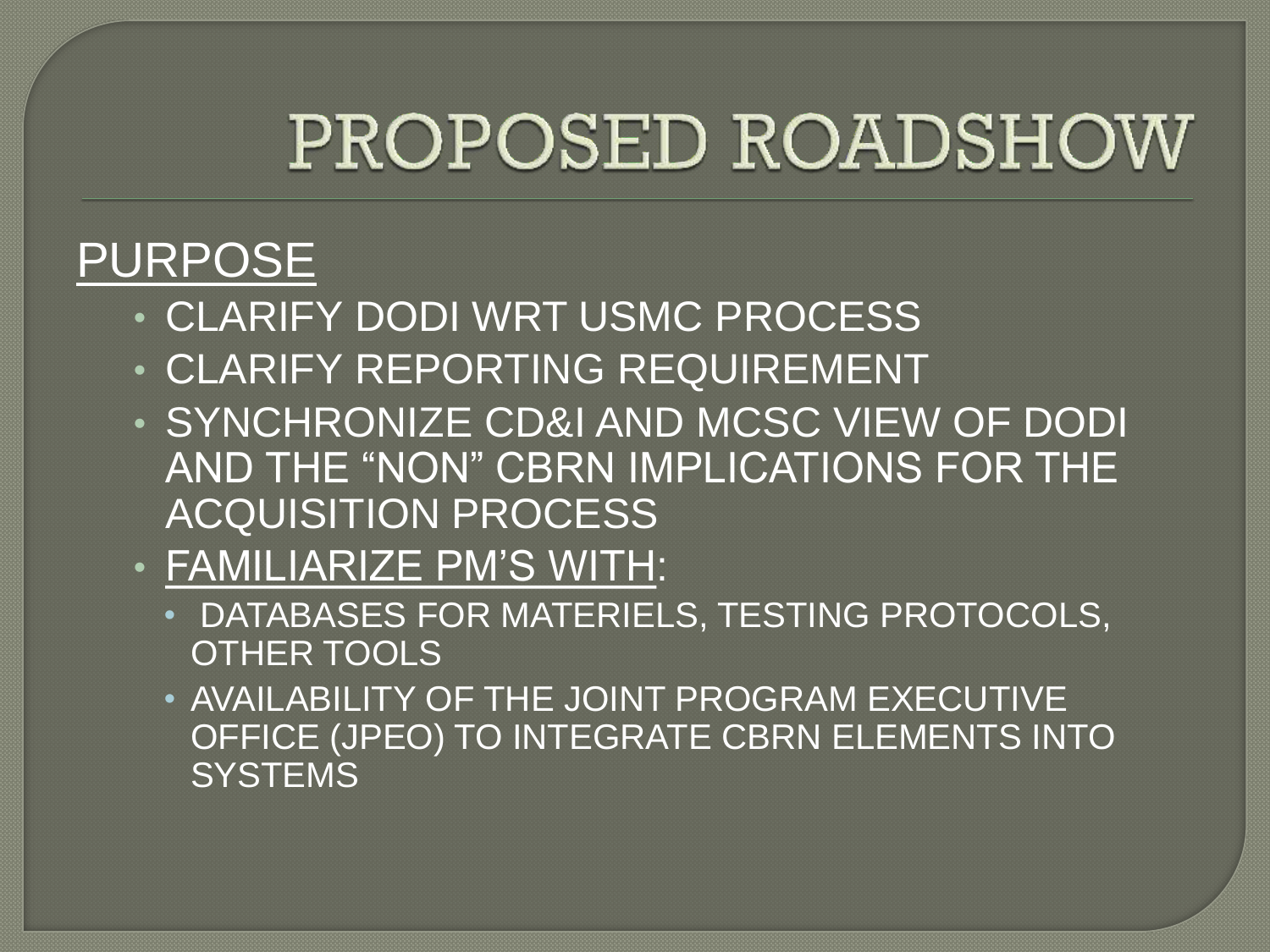# PROPOSED ROADSHOW

## PURPOSE

- CLARIFY DODI WRT USMC PROCESS
- CLARIFY REPORTING REQUIREMENT
- SYNCHRONIZE CD&I AND MCSC VIEW OF DODI AND THE “NON” CBRN IMPLICATIONS FOR THE ACQUISITION PROCESS
- FAMILIARIZE PM’S WITH:
  - DATABASES FOR MATERIELS, TESTING PROTOCOLS, OTHER TOOLS
  - AVAILABILITY OF THE JOINT PROGRAM EXECUTIVE OFFICE (JPEO) TO INTEGRATE CBRN ELEMENTS INTO SYSTEMS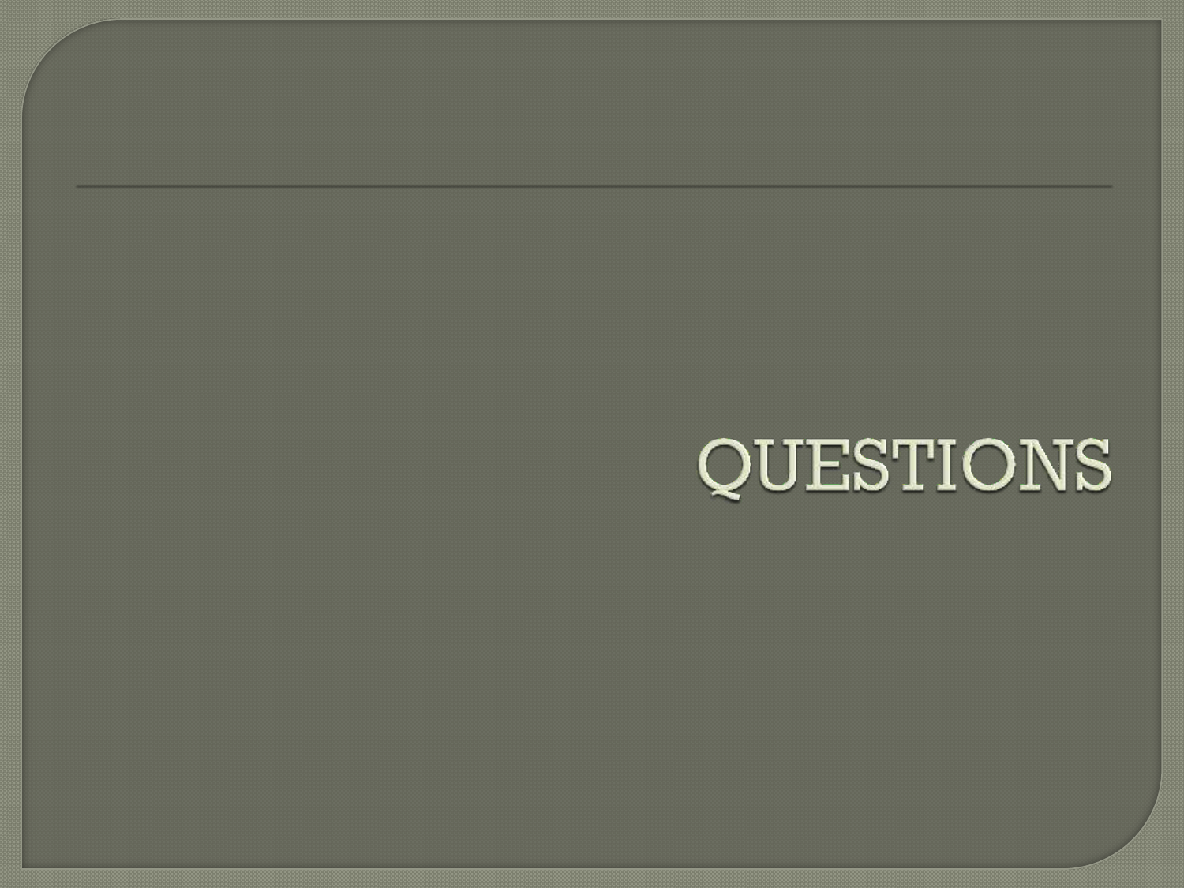# QUESTIONS